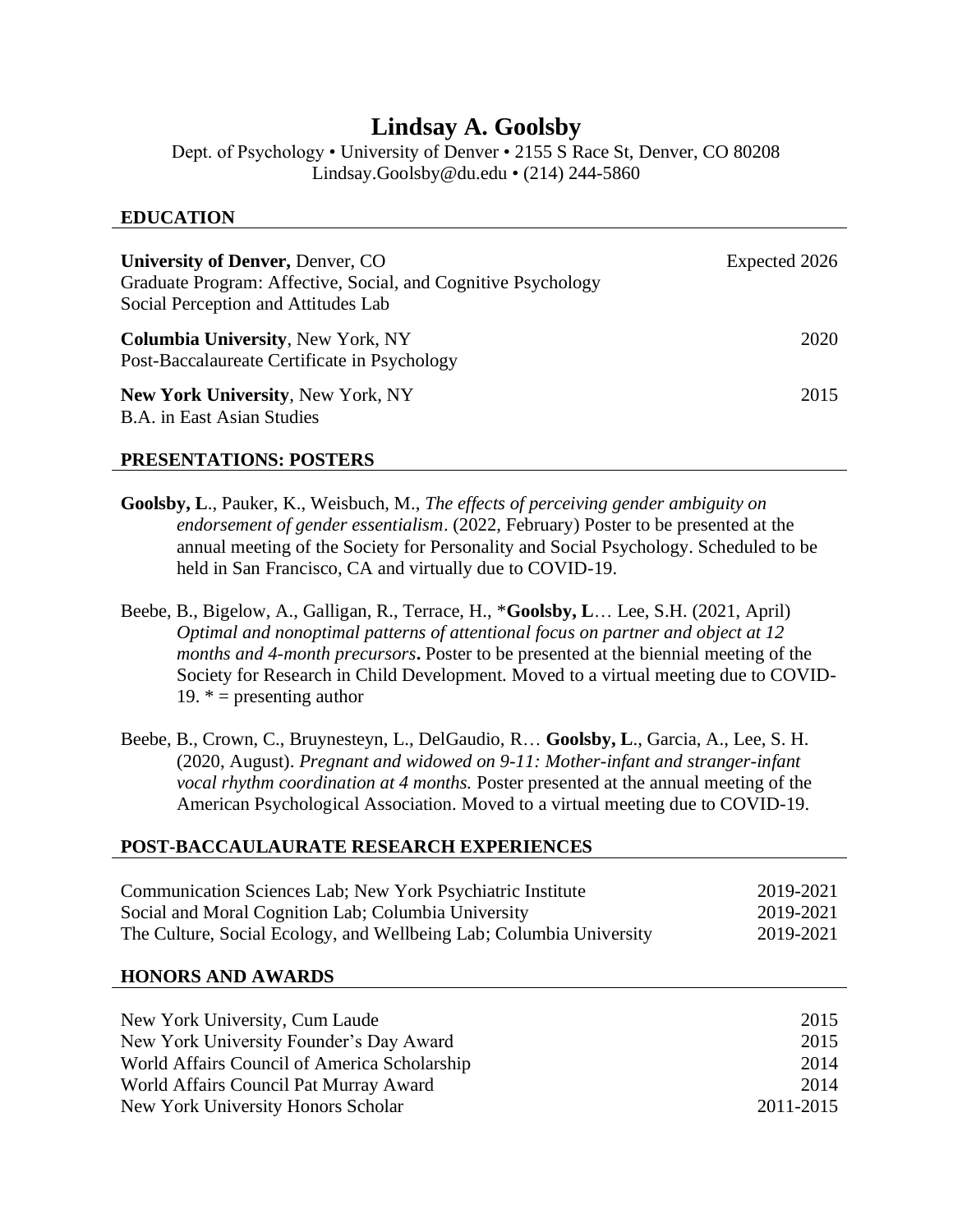# Lindsay A. Goolsby

Dept. of Psychology • University of Denver • 2155 S Race St, Denver, CO 80208
Lindsay.Goolsby@du.edu • (214) 244-5860

## EDUCATION

**University of Denver,** Denver, CO — Expected 2026
Graduate Program: Affective, Social, and Cognitive Psychology
Social Perception and Attitudes Lab

**Columbia University**, New York, NY — 2020
Post-Baccalaureate Certificate in Psychology

**New York University**, New York, NY — 2015
B.A. in East Asian Studies

## PRESENTATIONS: POSTERS

**Goolsby, L**., Pauker, K., Weisbuch, M., *The effects of perceiving gender ambiguity on endorsement of gender essentialism*. (2022, February) Poster to be presented at the annual meeting of the Society for Personality and Social Psychology. Scheduled to be held in San Francisco, CA and virtually due to COVID-19.

Beebe, B., Bigelow, A., Galligan, R., Terrace, H., ***Goolsby, L**… Lee, S.H. (2021, April) *Optimal and nonoptimal patterns of attentional focus on partner and object at 12 months and 4-month precursors***.** Poster to be presented at the biennial meeting of the Society for Research in Child Development. Moved to a virtual meeting due to COVID-19. * = presenting author

Beebe, B., Crown, C., Bruynesteyn, L., DelGaudio, R… **Goolsby, L**., Garcia, A., Lee, S. H. (2020, August). *Pregnant and widowed on 9-11: Mother-infant and stranger-infant vocal rhythm coordination at 4 months.* Poster presented at the annual meeting of the American Psychological Association. Moved to a virtual meeting due to COVID-19.

## POST-BACCAULAURATE RESEARCH EXPERIENCES

| | |
|---|---|
| Communication Sciences Lab; New York Psychiatric Institute | 2019-2021 |
| Social and Moral Cognition Lab; Columbia University | 2019-2021 |
| The Culture, Social Ecology, and Wellbeing Lab; Columbia University | 2019-2021 |

## HONORS AND AWARDS

| | |
|---|---|
| New York University, Cum Laude | 2015 |
| New York University Founder's Day Award | 2015 |
| World Affairs Council of America Scholarship | 2014 |
| World Affairs Council Pat Murray Award | 2014 |
| New York University Honors Scholar | 2011-2015 |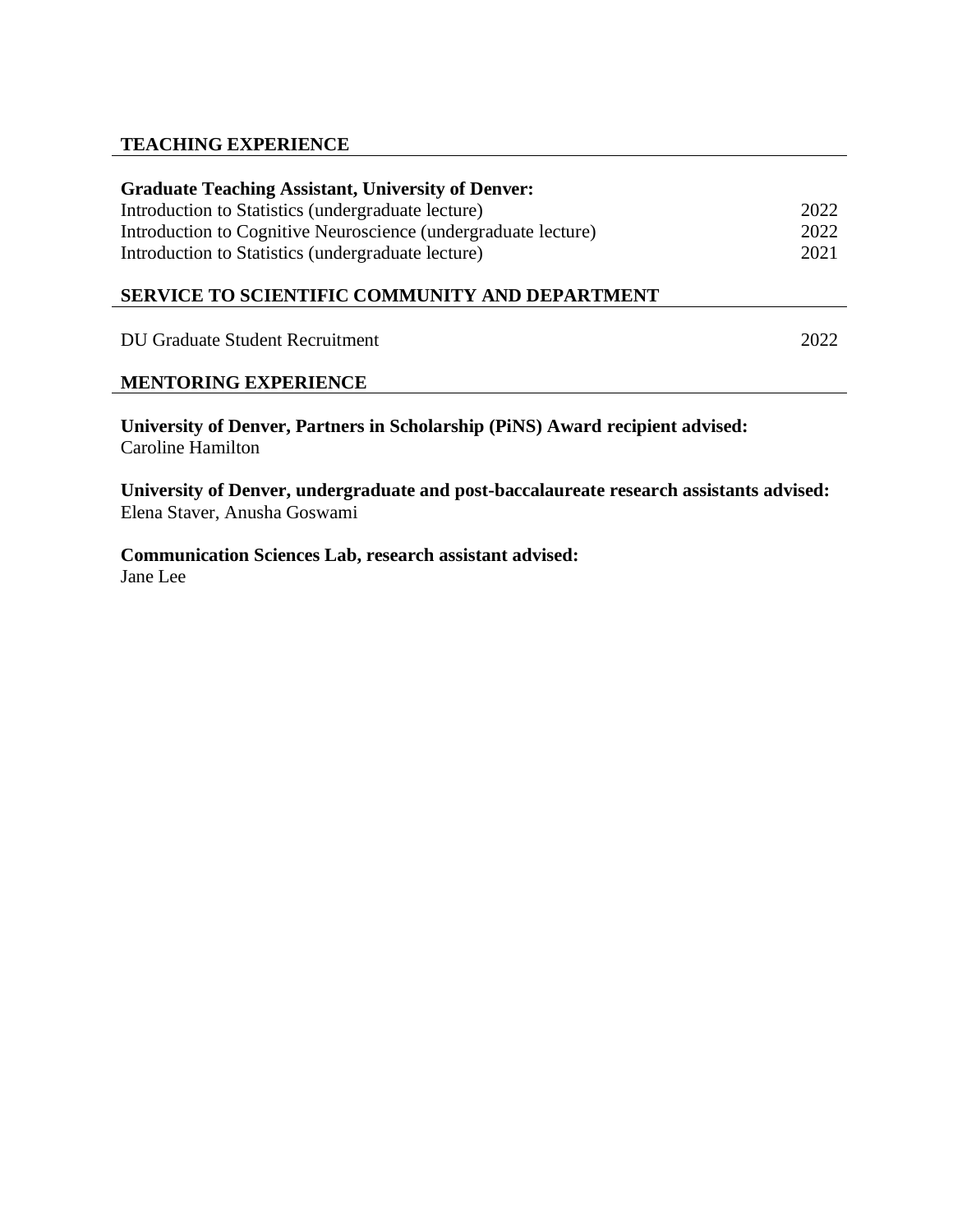## TEACHING EXPERIENCE

**Graduate Teaching Assistant, University of Denver:**

Introduction to Statistics (undergraduate lecture) 2022
Introduction to Cognitive Neuroscience (undergraduate lecture) 2022
Introduction to Statistics (undergraduate lecture) 2021

## SERVICE TO SCIENTIFIC COMMUNITY AND DEPARTMENT

DU Graduate Student Recruitment 2022

## MENTORING EXPERIENCE

**University of Denver, Partners in Scholarship (PiNS) Award recipient advised:**
Caroline Hamilton

**University of Denver, undergraduate and post-baccalaureate research assistants advised:**
Elena Staver, Anusha Goswami

**Communication Sciences Lab, research assistant advised:**
Jane Lee